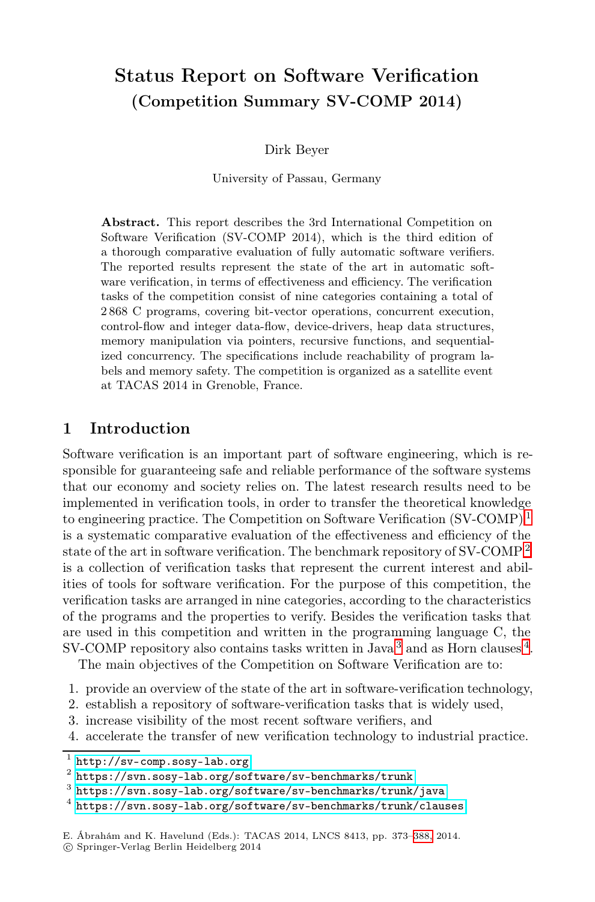# Status Report on Software Verification
## (Competition Summary SV-COMP 2014)

Dirk Beyer

University of Passau, Germany

**Abstract.** This report describes the 3rd International Competition on Software Verification (SV-COMP 2014), which is the third edition of a thorough comparative evaluation of fully automatic software verifiers. The reported results represent the state of the art in automatic software verification, in terms of effectiveness and efficiency. The verification tasks of the competition consist of nine categories containing a total of 2 868 C programs, covering bit-vector operations, concurrent execution, control-flow and integer data-flow, device-drivers, heap data structures, memory manipulation via pointers, recursive functions, and sequentialized concurrency. The specifications include reachability of program labels and memory safety. The competition is organized as a satellite event at TACAS 2014 in Grenoble, France.

## 1 Introduction

Software verification is an important part of software engineering, which is responsible for guaranteeing safe and reliable performance of the software systems that our economy and society relies on. The latest research results need to be implemented in verification tools, in order to transfer the theoretical knowledge to engineering practice. The Competition on Software Verification (SV-COMP)[1] is a systematic comparative evaluation of the effectiveness and efficiency of the state of the art in software verification. The benchmark repository of SV-COMP[2] is a collection of verification tasks that represent the current interest and abilities of tools for software verification. For the purpose of this competition, the verification tasks are arranged in nine categories, according to the characteristics of the programs and the properties to verify. Besides the verification tasks that are used in this competition and written in the programming language C, the SV-COMP repository also contains tasks written in Java[3] and as Horn clauses[4].

The main objectives of the Competition on Software Verification are to:

1. provide an overview of the state of the art in software-verification technology,
2. establish a repository of software-verification tasks that is widely used,
3. increase visibility of the most recent software verifiers, and
4. accelerate the transfer of new verification technology to industrial practice.

[1] http://sv-comp.sosy-lab.org
[2] https://svn.sosy-lab.org/software/sv-benchmarks/trunk
[3] https://svn.sosy-lab.org/software/sv-benchmarks/trunk/java
[4] https://svn.sosy-lab.org/software/sv-benchmarks/trunk/clauses

E. Ábrahám and K. Havelund (Eds.): TACAS 2014, LNCS 8413, pp. 373–388, 2014.
© Springer-Verlag Berlin Heidelberg 2014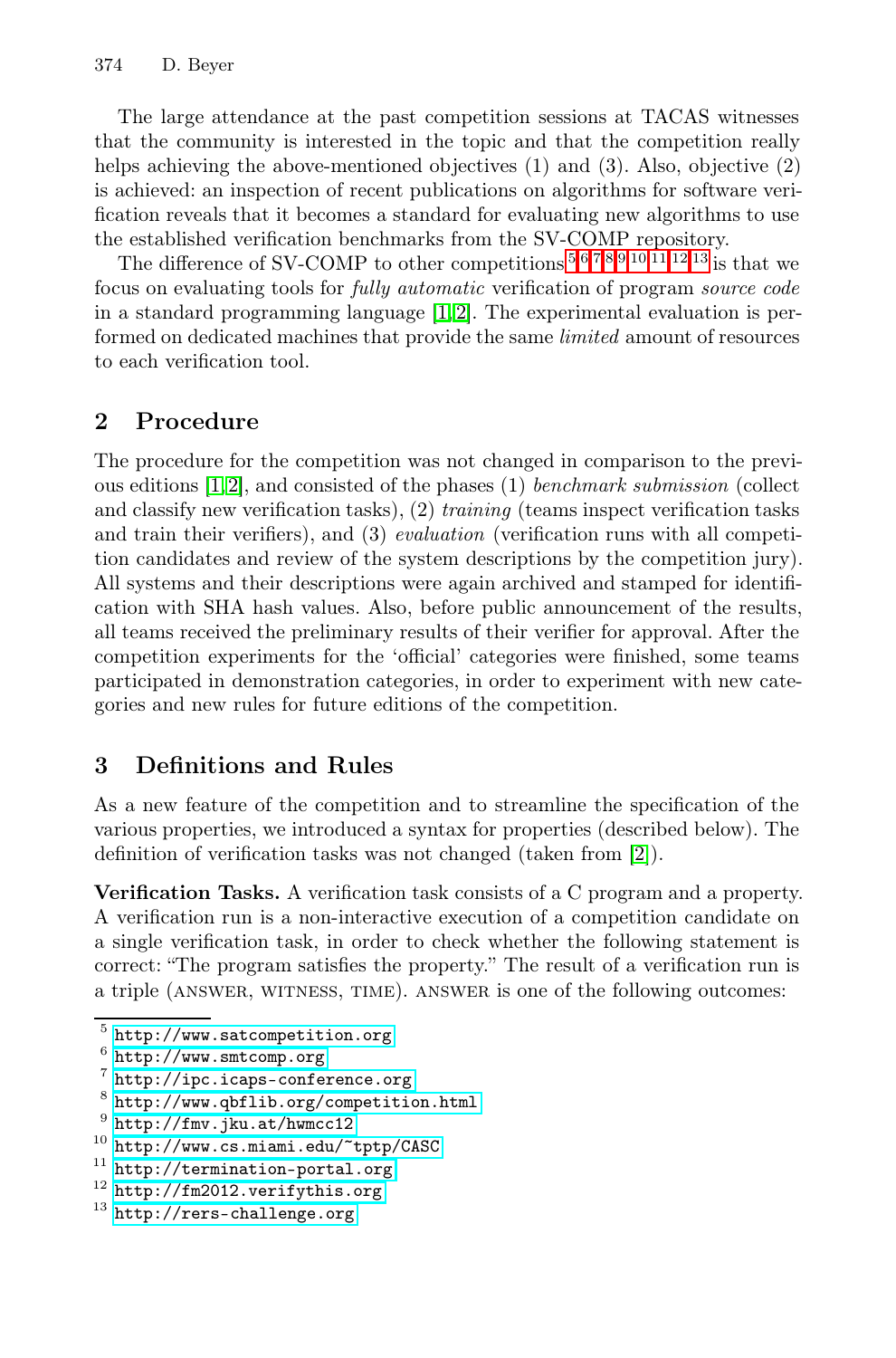The large attendance at the past competition sessions at TACAS witnesses that the community is interested in the topic and that the competition really helps achieving the above-mentioned objectives (1) and (3). Also, objective (2) is achieved: an inspection of recent publications on algorithms for software verification reveals that it becomes a standard for evaluating new algorithms to use the established verification benchmarks from the SV-COMP repository.

The difference of SV-COMP to other competitions[5,6,7,8,9,10,11,12,13] is that we focus on evaluating tools for *fully automatic* verification of program *source code* in a standard programming language [1,2]. The experimental evaluation is performed on dedicated machines that provide the same *limited* amount of resources to each verification tool.

## 2 Procedure

The procedure for the competition was not changed in comparison to the previous editions [1,2], and consisted of the phases (1) *benchmark submission* (collect and classify new verification tasks), (2) *training* (teams inspect verification tasks and train their verifiers), and (3) *evaluation* (verification runs with all competition candidates and review of the system descriptions by the competition jury). All systems and their descriptions were again archived and stamped for identification with SHA hash values. Also, before public announcement of the results, all teams received the preliminary results of their verifier for approval. After the competition experiments for the 'official' categories were finished, some teams participated in demonstration categories, in order to experiment with new categories and new rules for future editions of the competition.

## 3 Definitions and Rules

As a new feature of the competition and to streamline the specification of the various properties, we introduced a syntax for properties (described below). The definition of verification tasks was not changed (taken from [2]).

**Verification Tasks.** A verification task consists of a C program and a property. A verification run is a non-interactive execution of a competition candidate on a single verification task, in order to check whether the following statement is correct: "The program satisfies the property." The result of a verification run is a triple (ANSWER, WITNESS, TIME). ANSWER is one of the following outcomes:

---

[5] http://www.satcompetition.org
[6] http://www.smtcomp.org
[7] http://ipc.icaps-conference.org
[8] http://www.qbflib.org/competition.html
[9] http://fmv.jku.at/hwmcc12
[10] http://www.cs.miami.edu/~tptp/CASC
[11] http://termination-portal.org
[12] http://fm2012.verifythis.org
[13] http://rers-challenge.org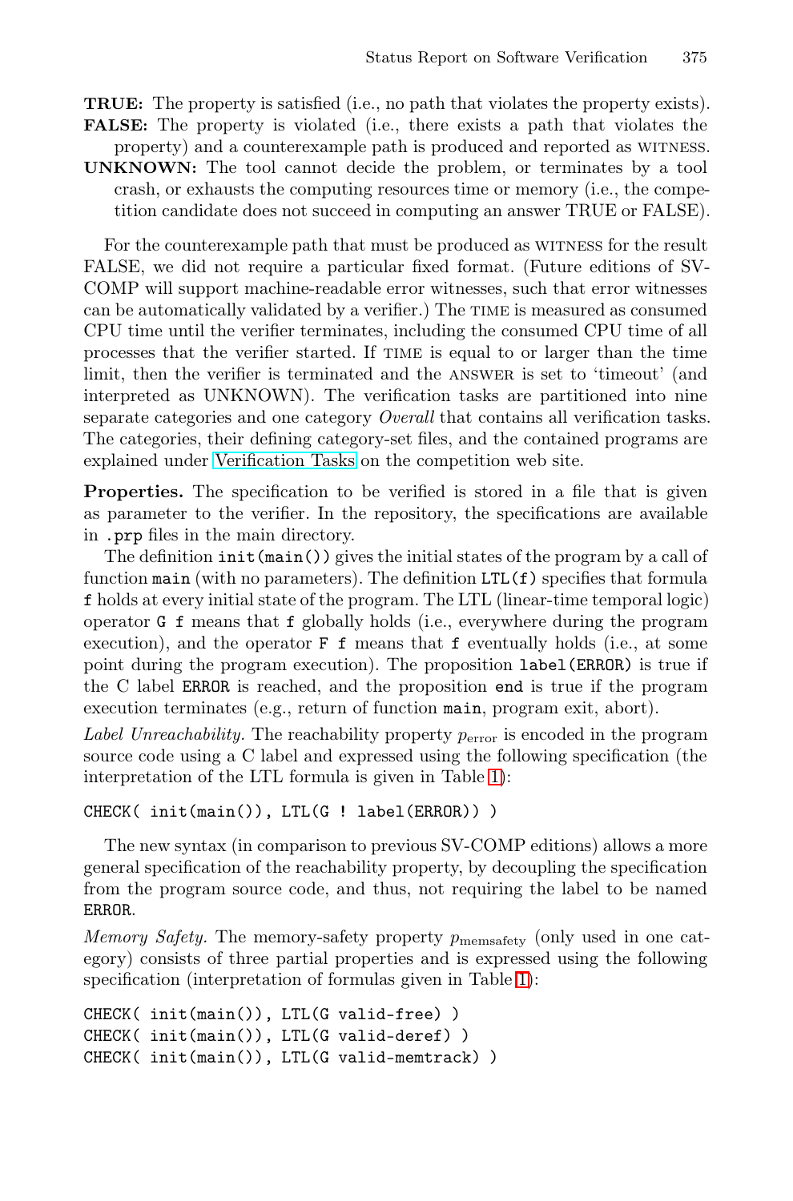**TRUE:** The property is satisfied (i.e., no path that violates the property exists).

**FALSE:** The property is violated (i.e., there exists a path that violates the property) and a counterexample path is produced and reported as WITNESS.

**UNKNOWN:** The tool cannot decide the problem, or terminates by a tool crash, or exhausts the computing resources time or memory (i.e., the competition candidate does not succeed in computing an answer TRUE or FALSE).

For the counterexample path that must be produced as WITNESS for the result FALSE, we did not require a particular fixed format. (Future editions of SV-COMP will support machine-readable error witnesses, such that error witnesses can be automatically validated by a verifier.) The TIME is measured as consumed CPU time until the verifier terminates, including the consumed CPU time of all processes that the verifier started. If TIME is equal to or larger than the time limit, then the verifier is terminated and the ANSWER is set to 'timeout' (and interpreted as UNKNOWN). The verification tasks are partitioned into nine separate categories and one category *Overall* that contains all verification tasks. The categories, their defining category-set files, and the contained programs are explained under Verification Tasks on the competition web site.

**Properties.** The specification to be verified is stored in a file that is given as parameter to the verifier. In the repository, the specifications are available in `.prp` files in the main directory.

The definition `init(main())` gives the initial states of the program by a call of function `main` (with no parameters). The definition `LTL(f)` specifies that formula `f` holds at every initial state of the program. The LTL (linear-time temporal logic) operator `G f` means that `f` globally holds (i.e., everywhere during the program execution), and the operator `F f` means that `f` eventually holds (i.e., at some point during the program execution). The proposition `label(ERROR)` is true if the C label `ERROR` is reached, and the proposition `end` is true if the program execution terminates (e.g., return of function `main`, program exit, abort).

*Label Unreachability.* The reachability property $p_{\text{error}}$ is encoded in the program source code using a C label and expressed using the following specification (the interpretation of the LTL formula is given in Table 1):

```
CHECK( init(main()), LTL(G ! label(ERROR)) )
```

The new syntax (in comparison to previous SV-COMP editions) allows a more general specification of the reachability property, by decoupling the specification from the program source code, and thus, not requiring the label to be named `ERROR`.

*Memory Safety.* The memory-safety property $p_{\text{memsafety}}$ (only used in one category) consists of three partial properties and is expressed using the following specification (interpretation of formulas given in Table 1):

```
CHECK( init(main()), LTL(G valid-free) )
CHECK( init(main()), LTL(G valid-deref) )
CHECK( init(main()), LTL(G valid-memtrack) )
```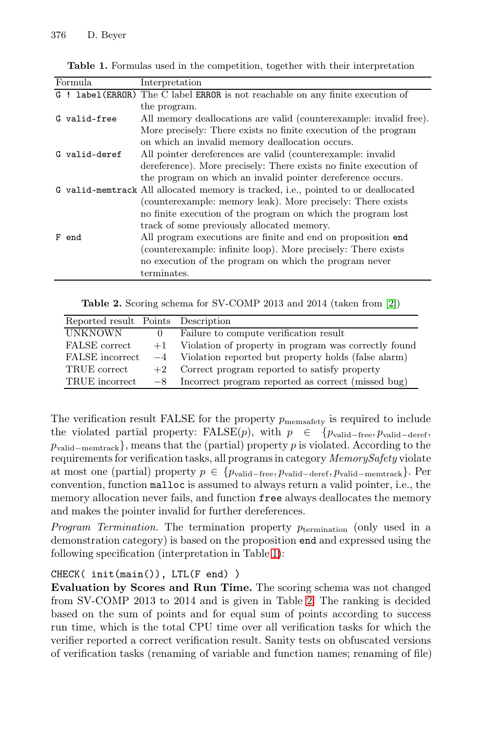**Table 1.** Formulas used in the competition, together with their interpretation

| Formula | Interpretation |
|---|---|
| `G ! label(ERROR)` | The C label `ERROR` is not reachable on any finite execution of the program. |
| `G valid-free` | All memory deallocations are valid (counterexample: invalid free). More precisely: There exists no finite execution of the program on which an invalid memory deallocation occurs. |
| `G valid-deref` | All pointer dereferences are valid (counterexample: invalid dereference). More precisely: There exists no finite execution of the program on which an invalid pointer dereference occurs. |
| `G valid-memtrack` | All allocated memory is tracked, i.e., pointed to or deallocated (counterexample: memory leak). More precisely: There exists no finite execution of the program on which the program lost track of some previously allocated memory. |
| `F end` | All program executions are finite and end on proposition `end` (counterexample: infinite loop). More precisely: There exists no execution of the program on which the program never terminates. |

**Table 2.** Scoring schema for SV-COMP 2013 and 2014 (taken from [2])

| Reported result | Points | Description |
|---|---|---|
| UNKNOWN | 0 | Failure to compute verification result |
| FALSE correct | +1 | Violation of property in program was correctly found |
| FALSE incorrect | −4 | Violation reported but property holds (false alarm) |
| TRUE correct | +2 | Correct program reported to satisfy property |
| TRUE incorrect | −8 | Incorrect program reported as correct (missed bug) |

The verification result FALSE for the property $p_{\text{memsafety}}$ is required to include the violated partial property: FALSE($p$), with $p \in \{p_{\text{valid-free}}, p_{\text{valid-deref}}, p_{\text{valid-memtrack}}\}$, means that the (partial) property $p$ is violated. According to the requirements for verification tasks, all programs in category *MemorySafety* violate at most one (partial) property $p \in \{p_{\text{valid-free}}, p_{\text{valid-deref}}, p_{\text{valid-memtrack}}\}$. Per convention, function `malloc` is assumed to always return a valid pointer, i.e., the memory allocation never fails, and function `free` always deallocates the memory and makes the pointer invalid for further dereferences.

*Program Termination.* The termination property $p_{\text{termination}}$ (only used in a demonstration category) is based on the proposition `end` and expressed using the following specification (interpretation in Table 1):

```
CHECK( init(main()), LTL(F end) )
```

**Evaluation by Scores and Run Time.** The scoring schema was not changed from SV-COMP 2013 to 2014 and is given in Table 2. The ranking is decided based on the sum of points and for equal sum of points according to success run time, which is the total CPU time over all verification tasks for which the verifier reported a correct verification result. Sanity tests on obfuscated versions of verification tasks (renaming of variable and function names; renaming of file)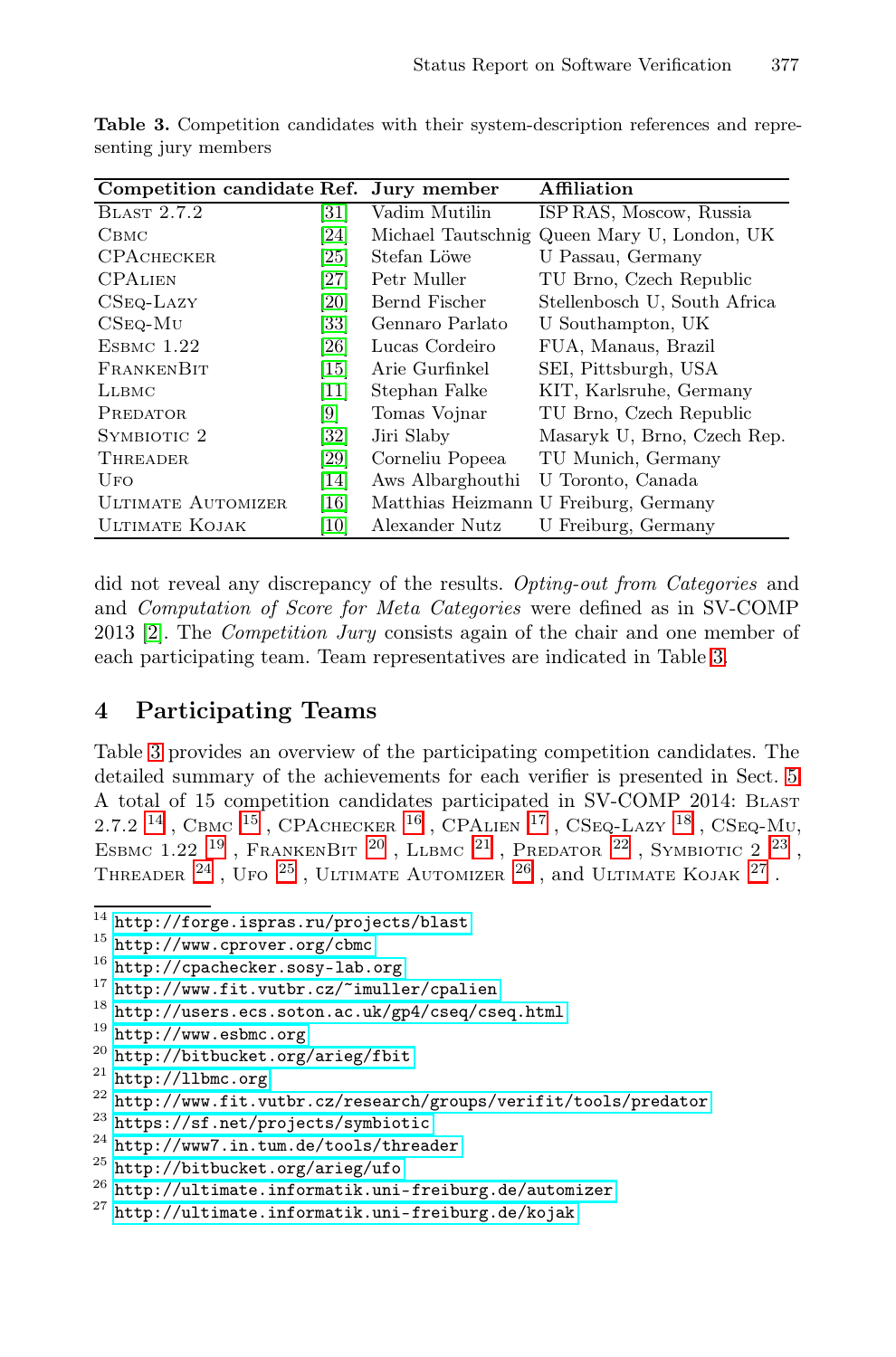**Table 3.** Competition candidates with their system-description references and representing jury members

| Competition candidate | Ref. | Jury member | Affiliation |
|---|---|---|---|
| Blast 2.7.2 | [31] | Vadim Mutilin | ISP RAS, Moscow, Russia |
| Cbmc | [24] | Michael Tautschnig | Queen Mary U, London, UK |
| CPAchecker | [25] | Stefan Löwe | U Passau, Germany |
| CPAlien | [27] | Petr Muller | TU Brno, Czech Republic |
| CSeq-Lazy | [20] | Bernd Fischer | Stellenbosch U, South Africa |
| CSeq-Mu | [33] | Gennaro Parlato | U Southampton, UK |
| Esbmc 1.22 | [26] | Lucas Cordeiro | FUA, Manaus, Brazil |
| FrankenBit | [15] | Arie Gurfinkel | SEI, Pittsburgh, USA |
| Llbmc | [11] | Stephan Falke | KIT, Karlsruhe, Germany |
| Predator | [9] | Tomas Vojnar | TU Brno, Czech Republic |
| Symbiotic 2 | [32] | Jiri Slaby | Masaryk U, Brno, Czech Rep. |
| Threader | [29] | Corneliu Popeea | TU Munich, Germany |
| Ufo | [14] | Aws Albarghouthi | U Toronto, Canada |
| Ultimate Automizer | [16] | Matthias Heizmann | U Freiburg, Germany |
| Ultimate Kojak | [10] | Alexander Nutz | U Freiburg, Germany |

did not reveal any discrepancy of the results. *Opting-out from Categories* and and *Computation of Score for Meta Categories* were defined as in SV-COMP 2013 [2]. The *Competition Jury* consists again of the chair and one member of each participating team. Team representatives are indicated in Table 3.

## 4 Participating Teams

Table 3 provides an overview of the participating competition candidates. The detailed summary of the achievements for each verifier is presented in Sect. 5. A total of 15 competition candidates participated in SV-COMP 2014: Blast 2.7.2 [14], Cbmc [15], CPAchecker [16], CPAlien [17], CSeq-Lazy [18], CSeq-Mu, Esbmc 1.22 [19], FrankenBit [20], Llbmc [21], Predator [22], Symbiotic 2 [23], Threader [24], Ufo [25], Ultimate Automizer [26], and Ultimate Kojak [27].

[14] http://forge.ispras.ru/projects/blast
[15] http://www.cprover.org/cbmc
[16] http://cpachecker.sosy-lab.org
[17] http://www.fit.vutbr.cz/~imuller/cpalien
[18] http://users.ecs.soton.ac.uk/gp4/cseq/cseq.html
[19] http://www.esbmc.org
[20] http://bitbucket.org/arieg/fbit
[21] http://llbmc.org
[22] http://www.fit.vutbr.cz/research/groups/verifit/tools/predator
[23] https://sf.net/projects/symbiotic
[24] http://www7.in.tum.de/tools/threader
[25] http://bitbucket.org/arieg/ufo
[26] http://ultimate.informatik.uni-freiburg.de/automizer
[27] http://ultimate.informatik.uni-freiburg.de/kojak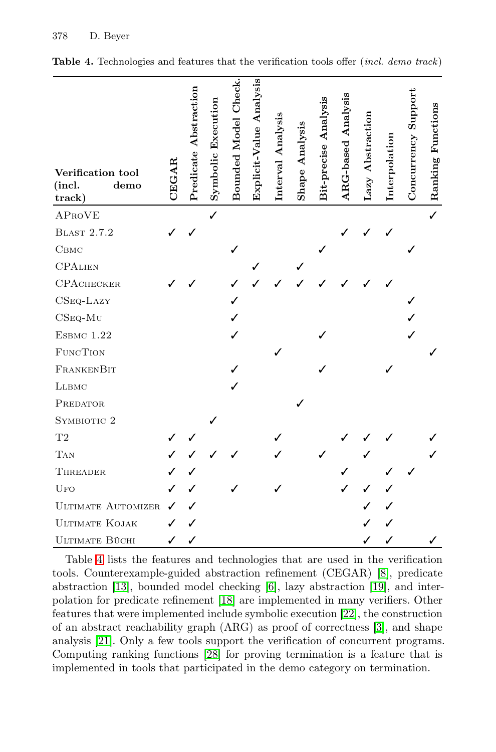**Table 4.** Technologies and features that the verification tools offer (*incl. demo track*)

| Verification tool (incl. demo track) | CEGAR | Predicate Abstraction | Symbolic Execution | Bounded Model Check. | Explicit-Value Analysis | Interval Analysis | Shape Analysis | Bit-precise Analysis | ARG-based Analysis | Lazy Abstraction | Interpolation | Concurrency Support | Ranking Functions |
|---|---|---|---|---|---|---|---|---|---|---|---|---|---|
| APROVE | | | ✓ | | | | | | | | | | ✓ |
| BLAST 2.7.2 | ✓ | ✓ | | | | | | | ✓ | ✓ | ✓ | | |
| CBMC | | | | ✓ | | | | ✓ | | | | ✓ | |
| CPALIEN | | | | | ✓ | | ✓ | | | | | | |
| CPACHECKER | ✓ | ✓ | | ✓ | ✓ | ✓ | ✓ | ✓ | ✓ | ✓ | ✓ | | |
| CSEQ-LAZY | | | | ✓ | | | | | | | | ✓ | |
| CSEQ-MU | | | | ✓ | | | | | | | | ✓ | |
| ESBMC 1.22 | | | | ✓ | | | | ✓ | | | | ✓ | |
| FUNCTION | | | | | | ✓ | | | | | | | ✓ |
| FRANKENBIT | | | | ✓ | | | | ✓ | | | ✓ | | |
| LLBMC | | | | ✓ | | | | | | | | | |
| PREDATOR | | | | | | | ✓ | | | | | | |
| SYMBIOTIC 2 | | | ✓ | | | | | | | | | | |
| T2 | ✓ | ✓ | | | | ✓ | | | ✓ | ✓ | ✓ | | ✓ |
| TAN | ✓ | ✓ | ✓ | ✓ | | ✓ | | ✓ | | ✓ | | | ✓ |
| THREADER | ✓ | ✓ | | | | | | | ✓ | | ✓ | ✓ | |
| UFO | ✓ | ✓ | | ✓ | | ✓ | | | ✓ | ✓ | ✓ | | |
| ULTIMATE AUTOMIZER | ✓ | ✓ | | | | | | | | ✓ | ✓ | | |
| ULTIMATE KOJAK | ✓ | ✓ | | | | | | | | ✓ | ✓ | | |
| ULTIMATE BÜCHI | ✓ | ✓ | | | | | | | | ✓ | ✓ | | ✓ |

Table 4 lists the features and technologies that are used in the verification tools. Counterexample-guided abstraction refinement (CEGAR) [8], predicate abstraction [13], bounded model checking [6], lazy abstraction [19], and interpolation for predicate refinement [18] are implemented in many verifiers. Other features that were implemented include symbolic execution [22], the construction of an abstract reachability graph (ARG) as proof of correctness [3], and shape analysis [21]. Only a few tools support the verification of concurrent programs. Computing ranking functions [28] for proving termination is a feature that is implemented in tools that participated in the demo category on termination.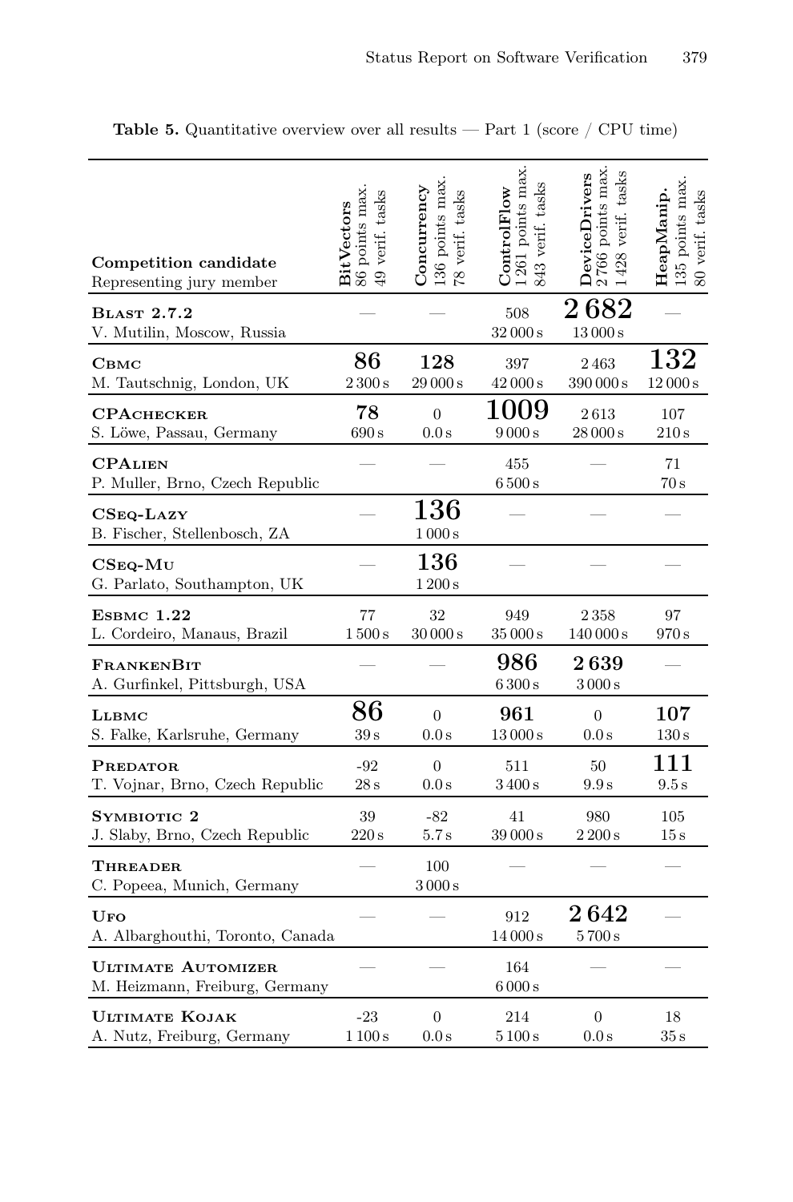**Table 5.** Quantitative overview over all results — Part 1 (score / CPU time)

| Competition candidate<br>Representing jury member | **BitVectors**<br>86 points max.<br>49 verif. tasks | **Concurrency**<br>136 points max.<br>78 verif. tasks | **ControlFlow**<br>1 261 points max.<br>843 verif. tasks | **DeviceDrivers**<br>2 766 points max.<br>1 428 verif. tasks | **HeapManip.**<br>135 points max.<br>80 verif. tasks |
|---|---|---|---|---|---|
| **Blast 2.7.2**<br>V. Mutilin, Moscow, Russia | — | — | 508<br>32 000 s | **2 682**<br>13 000 s | — |
| **Cbmc**<br>M. Tautschnig, London, UK | **86**<br>2 300 s | **128**<br>29 000 s | 397<br>42 000 s | 2 463<br>390 000 s | **132**<br>12 000 s |
| **CPAchecker**<br>S. Löwe, Passau, Germany | **78**<br>690 s | 0<br>0.0 s | **1009**<br>9 000 s | 2 613<br>28 000 s | 107<br>210 s |
| **CPAlien**<br>P. Muller, Brno, Czech Republic | — | — | 455<br>6 500 s | — | 71<br>70 s |
| **CSeq-Lazy**<br>B. Fischer, Stellenbosch, ZA | — | **136**<br>1 000 s | — | — | — |
| **CSeq-Mu**<br>G. Parlato, Southampton, UK | — | **136**<br>1 200 s | — | — | — |
| **Esbmc 1.22**<br>L. Cordeiro, Manaus, Brazil | 77<br>1 500 s | 32<br>30 000 s | 949<br>35 000 s | 2 358<br>140 000 s | 97<br>970 s |
| **FrankenBit**<br>A. Gurfinkel, Pittsburgh, USA | — | — | **986**<br>6 300 s | **2 639**<br>3 000 s | — |
| **Llbmc**<br>S. Falke, Karlsruhe, Germany | **86**<br>39 s | 0<br>0.0 s | **961**<br>13 000 s | 0<br>0.0 s | **107**<br>130 s |
| **Predator**<br>T. Vojnar, Brno, Czech Republic | -92<br>28 s | 0<br>0.0 s | 511<br>3 400 s | 50<br>9.9 s | **111**<br>9.5 s |
| **Symbiotic 2**<br>J. Slaby, Brno, Czech Republic | 39<br>220 s | -82<br>5.7 s | 41<br>39 000 s | 980<br>2 200 s | 105<br>15 s |
| **Threader**<br>C. Popeea, Munich, Germany | — | 100<br>3 000 s | — | — | — |
| **Ufo**<br>A. Albarghouthi, Toronto, Canada | — | — | 912<br>14 000 s | **2 642**<br>5 700 s | — |
| **Ultimate Automizer**<br>M. Heizmann, Freiburg, Germany | — | — | 164<br>6 000 s | — | — |
| **Ultimate Kojak**<br>A. Nutz, Freiburg, Germany | -23<br>1 100 s | 0<br>0.0 s | 214<br>5 100 s | 0<br>0.0 s | 18<br>35 s |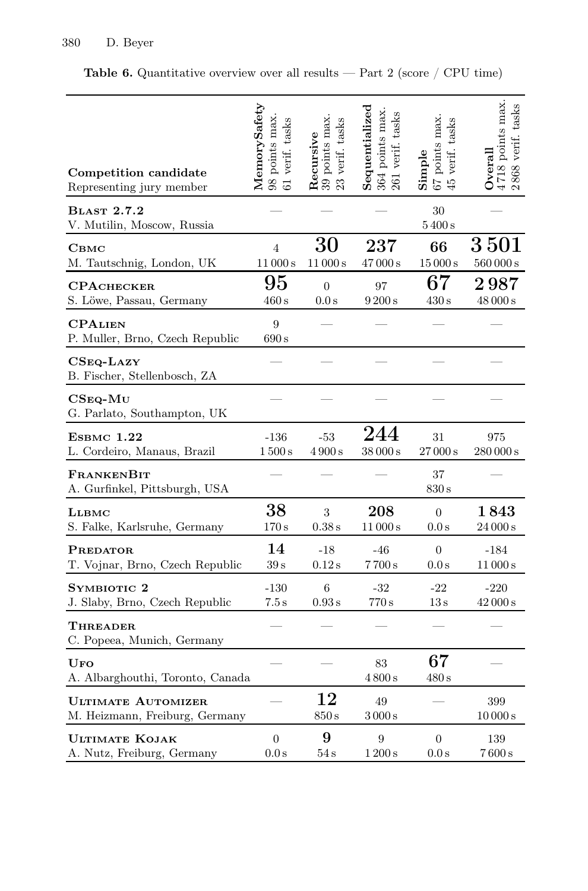**Table 6.** Quantitative overview over all results — Part 2 (score / CPU time)

| Competition candidate<br>Representing jury member | **MemorySafety**<br>98 points max.<br>61 verif. tasks | **Recursive**<br>39 points max.<br>23 verif. tasks | **Sequentialized**<br>364 points max.<br>261 verif. tasks | **Simple**<br>67 points max.<br>45 verif. tasks | **Overall**<br>4718 points max.<br>2868 verif. tasks |
|---|---|---|---|---|---|
| **BLAST 2.7.2**<br>V. Mutilin, Moscow, Russia | — | — | — | 30<br>5 400 s | — |
| **CBMC**<br>M. Tautschnig, London, UK | 4<br>11 000 s | **30**<br>11 000 s | **237**<br>47 000 s | **66**<br>15 000 s | **3 501**<br>560 000 s |
| **CPACHECKER**<br>S. Löwe, Passau, Germany | **95**<br>460 s | 0<br>0.0 s | 97<br>9 200 s | **67**<br>430 s | **2 987**<br>48 000 s |
| **CPALIEN**<br>P. Muller, Brno, Czech Republic | 9<br>690 s | — | — | — | — |
| **CSEQ-LAZY**<br>B. Fischer, Stellenbosch, ZA | — | — | — | — | — |
| **CSEQ-MU**<br>G. Parlato, Southampton, UK | — | — | — | — | — |
| **ESBMC 1.22**<br>L. Cordeiro, Manaus, Brazil | -136<br>1 500 s | -53<br>4 900 s | **244**<br>38 000 s | 31<br>27 000 s | 975<br>280 000 s |
| **FRANKENBIT**<br>A. Gurfinkel, Pittsburgh, USA | — | — | — | 37<br>830 s | — |
| **LLBMC**<br>S. Falke, Karlsruhe, Germany | **38**<br>170 s | 3<br>0.38 s | **208**<br>11 000 s | 0<br>0.0 s | **1 843**<br>24 000 s |
| **PREDATOR**<br>T. Vojnar, Brno, Czech Republic | **14**<br>39 s | -18<br>0.12 s | -46<br>7 700 s | 0<br>0.0 s | -184<br>11 000 s |
| **SYMBIOTIC 2**<br>J. Slaby, Brno, Czech Republic | -130<br>7.5 s | 6<br>0.93 s | -32<br>770 s | -22<br>13 s | -220<br>42 000 s |
| **THREADER**<br>C. Popeea, Munich, Germany | — | — | — | — | — |
| **UFO**<br>A. Albarghouthi, Toronto, Canada | — | — | 83<br>4 800 s | **67**<br>480 s | — |
| **ULTIMATE AUTOMIZER**<br>M. Heizmann, Freiburg, Germany | — | **12**<br>850 s | 49<br>3 000 s | — | 399<br>10 000 s |
| **ULTIMATE KOJAK**<br>A. Nutz, Freiburg, Germany | 0<br>0.0 s | **9**<br>54 s | 9<br>1 200 s | 0<br>0.0 s | 139<br>7 600 s |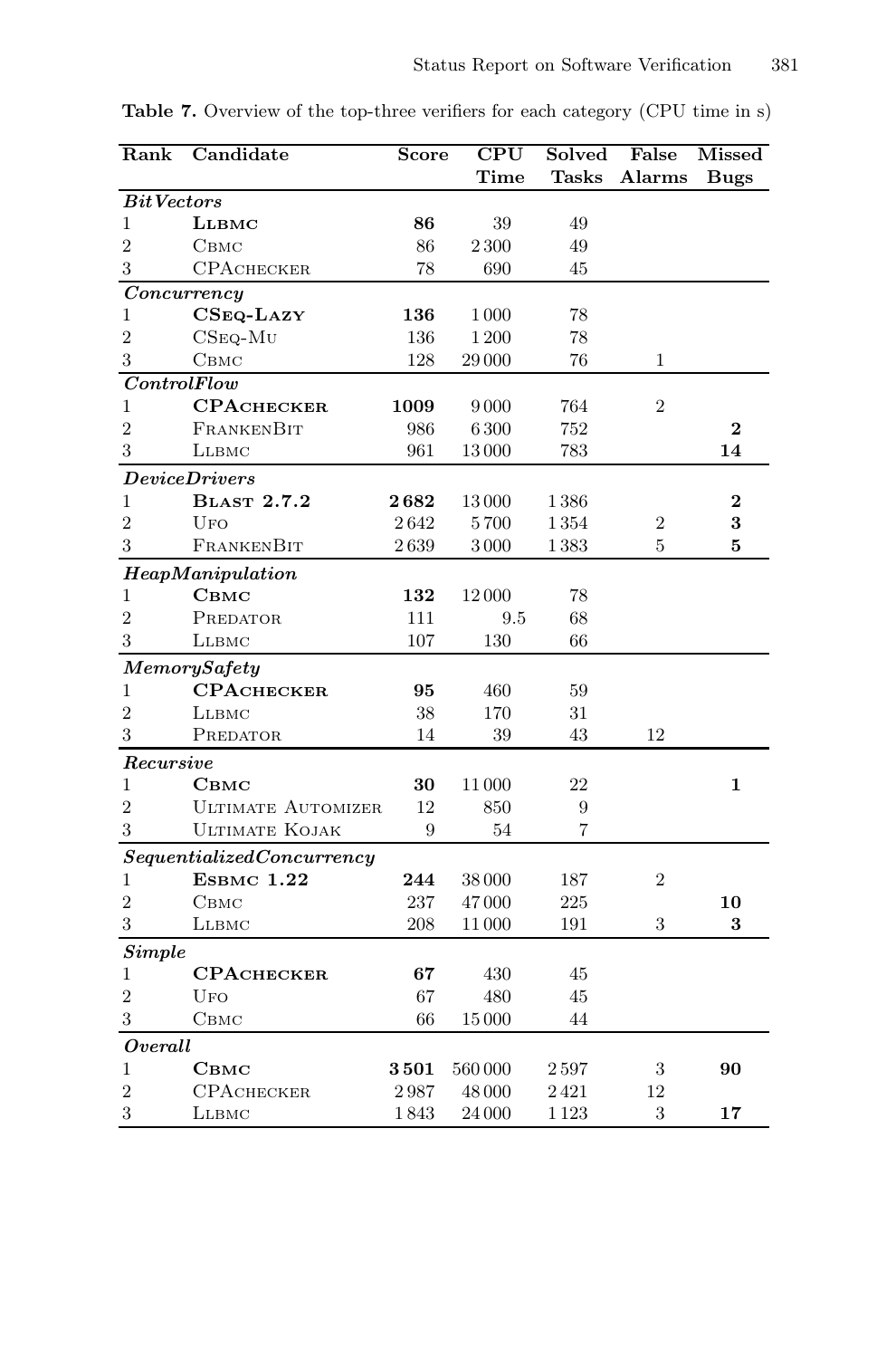**Table 7.** Overview of the top-three verifiers for each category (CPU time in s)

| Rank | Candidate | Score | CPU Time | Solved Tasks | False Alarms | Missed Bugs |
|---|---|---|---|---|---|---|
| ***BitVectors*** | | | | | | |
| 1 | **LLBMC** | **86** | 39 | 49 | | |
| 2 | CBMC | 86 | 2 300 | 49 | | |
| 3 | CPACHECKER | 78 | 690 | 45 | | |
| ***Concurrency*** | | | | | | |
| 1 | **CSEQ-LAZY** | **136** | 1 000 | 78 | | |
| 2 | CSEQ-MU | 136 | 1 200 | 78 | | |
| 3 | CBMC | 128 | 29 000 | 76 | 1 | |
| ***ControlFlow*** | | | | | | |
| 1 | **CPACHECKER** | **1009** | 9 000 | 764 | 2 | |
| 2 | FRANKENBIT | 986 | 6 300 | 752 | | **2** |
| 3 | LLBMC | 961 | 13 000 | 783 | | **14** |
| ***DeviceDrivers*** | | | | | | |
| 1 | **BLAST 2.7.2** | **2 682** | 13 000 | 1 386 | | **2** |
| 2 | UFO | 2 642 | 5 700 | 1 354 | 2 | **3** |
| 3 | FRANKENBIT | 2 639 | 3 000 | 1 383 | 5 | **5** |
| ***HeapManipulation*** | | | | | | |
| 1 | **CBMC** | **132** | 12 000 | 78 | | |
| 2 | PREDATOR | 111 | 9.5 | 68 | | |
| 3 | LLBMC | 107 | 130 | 66 | | |
| ***MemorySafety*** | | | | | | |
| 1 | **CPACHECKER** | **95** | 460 | 59 | | |
| 2 | LLBMC | 38 | 170 | 31 | | |
| 3 | PREDATOR | 14 | 39 | 43 | 12 | |
| ***Recursive*** | | | | | | |
| 1 | **CBMC** | **30** | 11 000 | 22 | | **1** |
| 2 | ULTIMATE AUTOMIZER | 12 | 850 | 9 | | |
| 3 | ULTIMATE KOJAK | 9 | 54 | 7 | | |
| ***SequentializedConcurrency*** | | | | | | |
| 1 | **ESBMC 1.22** | **244** | 38 000 | 187 | 2 | |
| 2 | CBMC | 237 | 47 000 | 225 | | **10** |
| 3 | LLBMC | 208 | 11 000 | 191 | 3 | **3** |
| ***Simple*** | | | | | | |
| 1 | **CPACHECKER** | **67** | 430 | 45 | | |
| 2 | UFO | 67 | 480 | 45 | | |
| 3 | CBMC | 66 | 15 000 | 44 | | |
| ***Overall*** | | | | | | |
| 1 | **CBMC** | **3 501** | 560 000 | 2 597 | 3 | **90** |
| 2 | CPACHECKER | 2 987 | 48 000 | 2 421 | 12 | |
| 3 | LLBMC | 1 843 | 24 000 | 1 123 | 3 | **17** |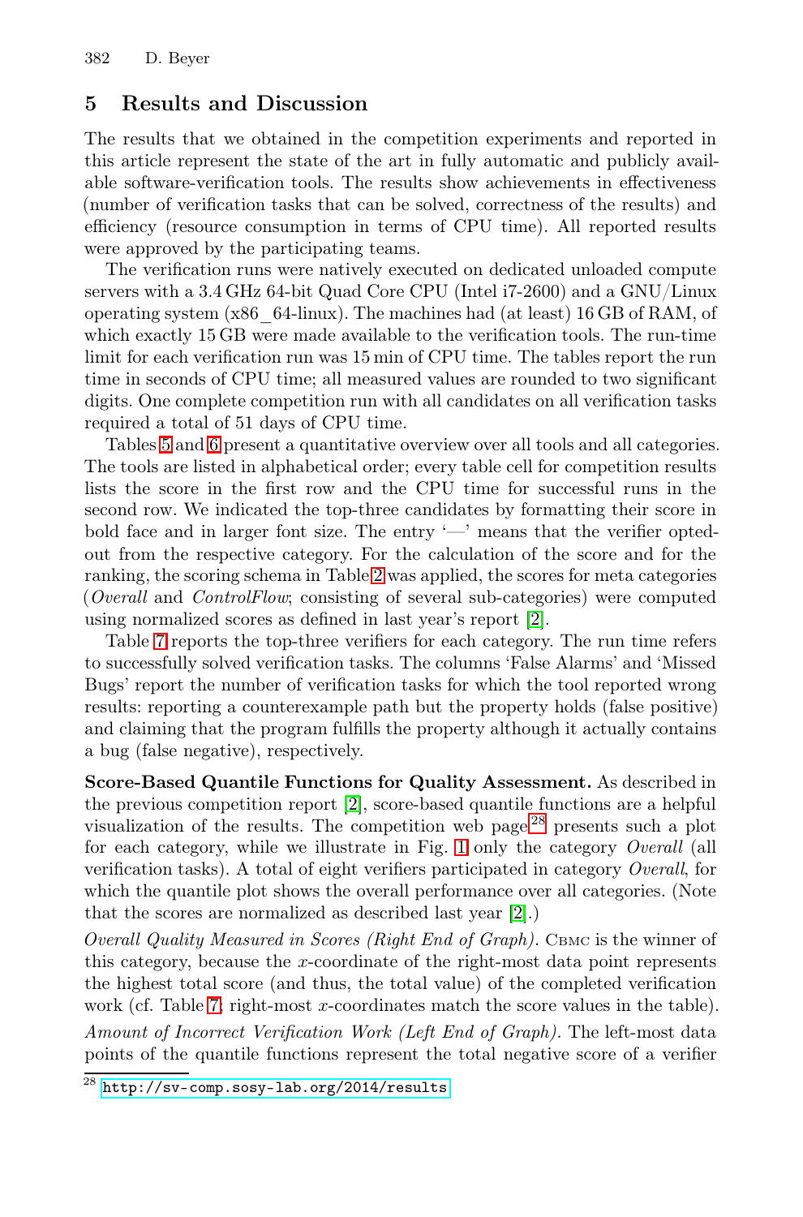## 5 Results and Discussion

The results that we obtained in the competition experiments and reported in this article represent the state of the art in fully automatic and publicly available software-verification tools. The results show achievements in effectiveness (number of verification tasks that can be solved, correctness of the results) and efficiency (resource consumption in terms of CPU time). All reported results were approved by the participating teams.

The verification runs were natively executed on dedicated unloaded compute servers with a 3.4 GHz 64-bit Quad Core CPU (Intel i7-2600) and a GNU/Linux operating system (x86_64-linux). The machines had (at least) 16 GB of RAM, of which exactly 15 GB were made available to the verification tools. The run-time limit for each verification run was 15 min of CPU time. The tables report the run time in seconds of CPU time; all measured values are rounded to two significant digits. One complete competition run with all candidates on all verification tasks required a total of 51 days of CPU time.

Tables 5 and 6 present a quantitative overview over all tools and all categories. The tools are listed in alphabetical order; every table cell for competition results lists the score in the first row and the CPU time for successful runs in the second row. We indicated the top-three candidates by formatting their score in bold face and in larger font size. The entry '—' means that the verifier opted-out from the respective category. For the calculation of the score and for the ranking, the scoring schema in Table 2 was applied, the scores for meta categories (*Overall* and *ControlFlow*; consisting of several sub-categories) were computed using normalized scores as defined in last year's report [2].

Table 7 reports the top-three verifiers for each category. The run time refers to successfully solved verification tasks. The columns 'False Alarms' and 'Missed Bugs' report the number of verification tasks for which the tool reported wrong results: reporting a counterexample path but the property holds (false positive) and claiming that the program fulfills the property although it actually contains a bug (false negative), respectively.

**Score-Based Quantile Functions for Quality Assessment.** As described in the previous competition report [2], score-based quantile functions are a helpful visualization of the results. The competition web page[28] presents such a plot for each category, while we illustrate in Fig. 1 only the category *Overall* (all verification tasks). A total of eight verifiers participated in category *Overall*, for which the quantile plot shows the overall performance over all categories. (Note that the scores are normalized as described last year [2].)

*Overall Quality Measured in Scores (Right End of Graph).* CBMC is the winner of this category, because the $x$-coordinate of the right-most data point represents the highest total score (and thus, the total value) of the completed verification work (cf. Table 7; right-most $x$-coordinates match the score values in the table).

*Amount of Incorrect Verification Work (Left End of Graph).* The left-most data points of the quantile functions represent the total negative score of a verifier

[28] http://sv-comp.sosy-lab.org/2014/results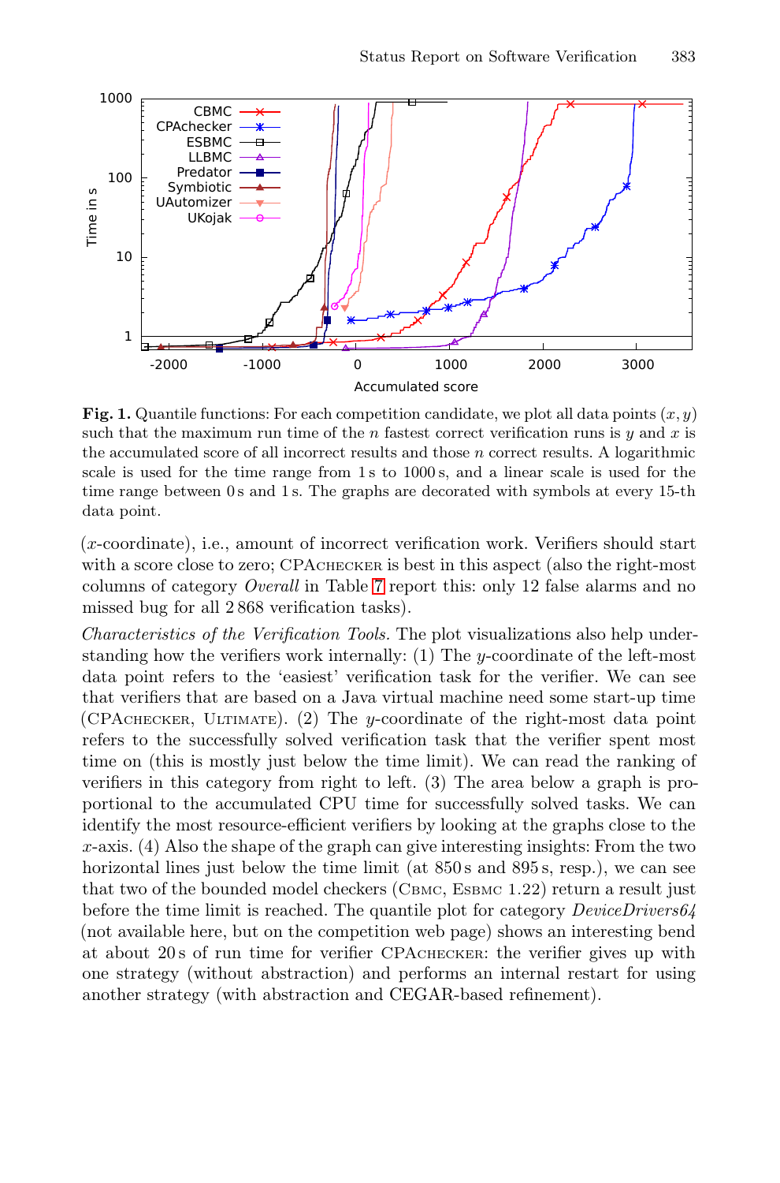**Fig. 1.** Quantile functions: For each competition candidate, we plot all data points $(x, y)$ such that the maximum run time of the $n$ fastest correct verification runs is $y$ and $x$ is the accumulated score of all incorrect results and those $n$ correct results. A logarithmic scale is used for the time range from 1 s to 1000 s, and a linear scale is used for the time range between 0 s and 1 s. The graphs are decorated with symbols at every 15-th data point.

($x$-coordinate), i.e., amount of incorrect verification work. Verifiers should start with a score close to zero; CPAchecker is best in this aspect (also the right-most columns of category *Overall* in Table 7 report this: only 12 false alarms and no missed bug for all 2 868 verification tasks).

*Characteristics of the Verification Tools.* The plot visualizations also help understanding how the verifiers work internally: (1) The $y$-coordinate of the left-most data point refers to the 'easiest' verification task for the verifier. We can see that verifiers that are based on a Java virtual machine need some start-up time (CPAchecker, Ultimate). (2) The $y$-coordinate of the right-most data point refers to the successfully solved verification task that the verifier spent most time on (this is mostly just below the time limit). We can read the ranking of verifiers in this category from right to left. (3) The area below a graph is proportional to the accumulated CPU time for successfully solved tasks. We can identify the most resource-efficient verifiers by looking at the graphs close to the $x$-axis. (4) Also the shape of the graph can give interesting insights: From the two horizontal lines just below the time limit (at 850 s and 895 s, resp.), we can see that two of the bounded model checkers (Cbmc, Esbmc 1.22) return a result just before the time limit is reached. The quantile plot for category *DeviceDrivers64* (not available here, but on the competition web page) shows an interesting bend at about 20 s of run time for verifier CPAchecker: the verifier gives up with one strategy (without abstraction) and performs an internal restart for using another strategy (with abstraction and CEGAR-based refinement).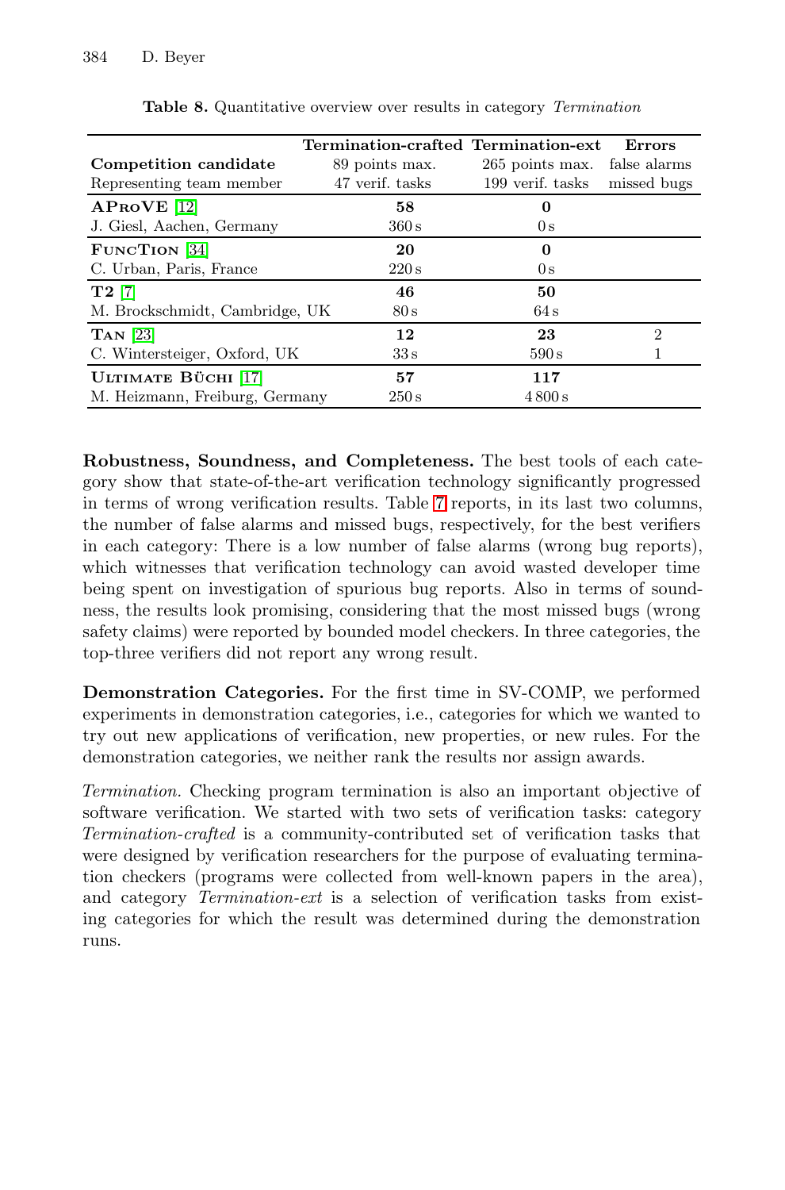**Table 8.** Quantitative overview over results in category *Termination*

| **Competition candidate**<br>Representing team member | **Termination-crafted**<br>89 points max.<br>47 verif. tasks | **Termination-ext**<br>265 points max.<br>199 verif. tasks | **Errors**<br>false alarms<br>missed bugs |
|---|---|---|---|
| **AProVE** [12]<br>J. Giesl, Aachen, Germany | **58**<br>360 s | **0**<br>0 s | |
| **FuncTion** [34]<br>C. Urban, Paris, France | **20**<br>220 s | **0**<br>0 s | |
| **T2** [7]<br>M. Brockschmidt, Cambridge, UK | **46**<br>80 s | **50**<br>64 s | |
| **Tan** [23]<br>C. Wintersteiger, Oxford, UK | **12**<br>33 s | **23**<br>590 s | 2<br>1 |
| **Ultimate Büchi** [17]<br>M. Heizmann, Freiburg, Germany | **57**<br>250 s | **117**<br>4 800 s | |

**Robustness, Soundness, and Completeness.** The best tools of each category show that state-of-the-art verification technology significantly progressed in terms of wrong verification results. Table 7 reports, in its last two columns, the number of false alarms and missed bugs, respectively, for the best verifiers in each category: There is a low number of false alarms (wrong bug reports), which witnesses that verification technology can avoid wasted developer time being spent on investigation of spurious bug reports. Also in terms of soundness, the results look promising, considering that the most missed bugs (wrong safety claims) were reported by bounded model checkers. In three categories, the top-three verifiers did not report any wrong result.

**Demonstration Categories.** For the first time in SV-COMP, we performed experiments in demonstration categories, i.e., categories for which we wanted to try out new applications of verification, new properties, or new rules. For the demonstration categories, we neither rank the results nor assign awards.

*Termination.* Checking program termination is also an important objective of software verification. We started with two sets of verification tasks: category *Termination-crafted* is a community-contributed set of verification tasks that were designed by verification researchers for the purpose of evaluating termination checkers (programs were collected from well-known papers in the area), and category *Termination-ext* is a selection of verification tasks from existing categories for which the result was determined during the demonstration runs.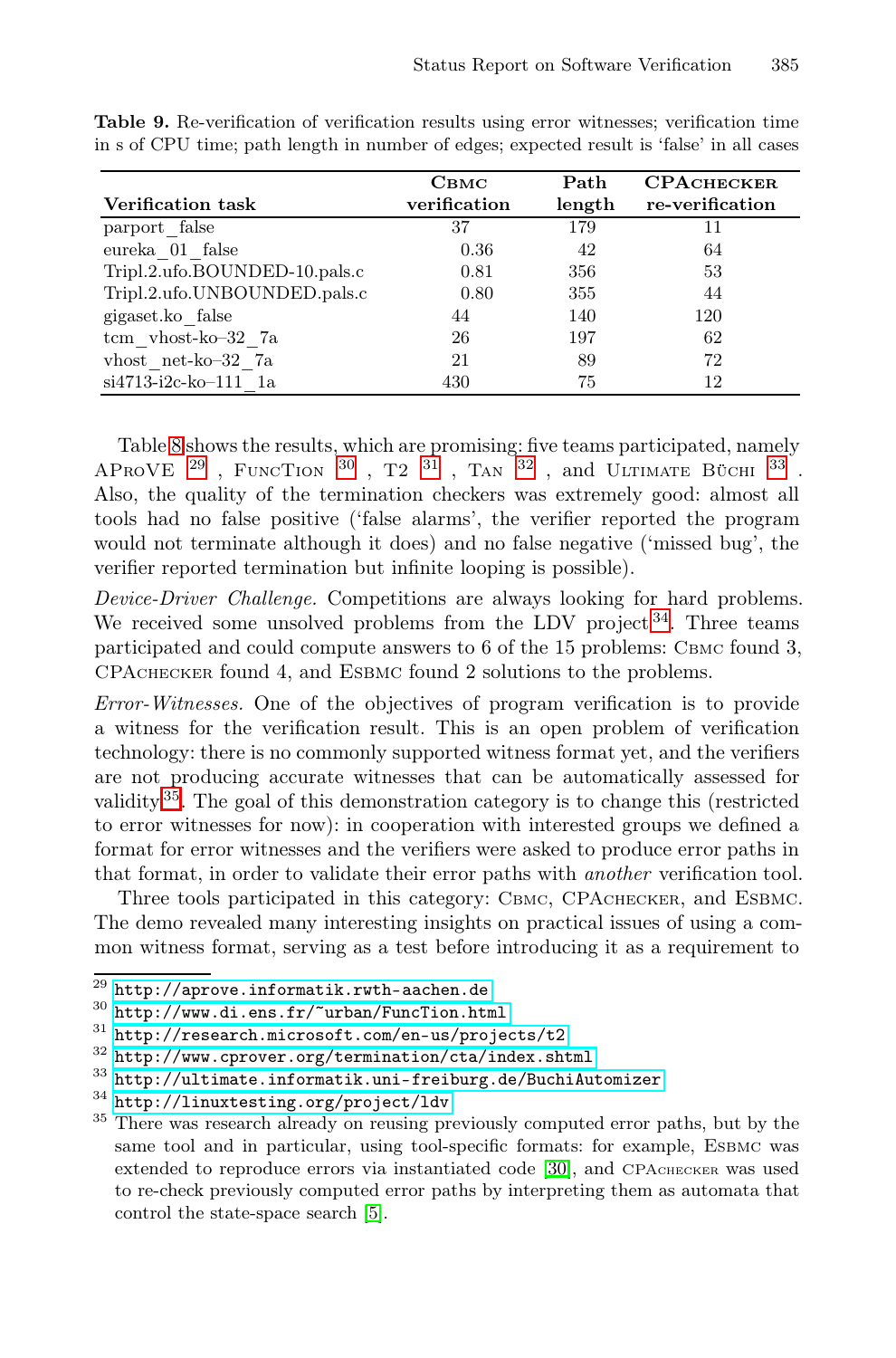**Table 9.** Re-verification of verification results using error witnesses; verification time in s of CPU time; path length in number of edges; expected result is 'false' in all cases

| Verification task | Cbmc verification | Path length | CPAchecker re-verification |
|---|---|---|---|
| parport_false | 37 | 179 | 11 |
| eureka_01_false | 0.36 | 42 | 64 |
| Tripl.2.ufo.BOUNDED-10.pals.c | 0.81 | 356 | 53 |
| Tripl.2.ufo.UNBOUNDED.pals.c | 0.80 | 355 | 44 |
| gigaset.ko_false | 44 | 140 | 120 |
| tcm_vhost-ko–32_7a | 26 | 197 | 62 |
| vhost_net-ko–32_7a | 21 | 89 | 72 |
| si4713-i2c-ko–111_1a | 430 | 75 | 12 |

Table 8 shows the results, which are promising: five teams participated, namely AProVE [29], FuncTion [30], T2 [31], Tan [32], and Ultimate Büchi [33]. Also, the quality of the termination checkers was extremely good: almost all tools had no false positive ('false alarms', the verifier reported the program would not terminate although it does) and no false negative ('missed bug', the verifier reported termination but infinite looping is possible).

*Device-Driver Challenge.* Competitions are always looking for hard problems. We received some unsolved problems from the LDV project[34]. Three teams participated and could compute answers to 6 of the 15 problems: Cbmc found 3, CPAchecker found 4, and Esbmc found 2 solutions to the problems.

*Error-Witnesses.* One of the objectives of program verification is to provide a witness for the verification result. This is an open problem of verification technology: there is no commonly supported witness format yet, and the verifiers are not producing accurate witnesses that can be automatically assessed for validity[35]. The goal of this demonstration category is to change this (restricted to error witnesses for now): in cooperation with interested groups we defined a format for error witnesses and the verifiers were asked to produce error paths in that format, in order to validate their error paths with *another* verification tool.

Three tools participated in this category: Cbmc, CPAchecker, and Esbmc. The demo revealed many interesting insights on practical issues of using a common witness format, serving as a test before introducing it as a requirement to

---

[29] http://aprove.informatik.rwth-aachen.de

[30] http://www.di.ens.fr/~urban/FuncTion.html

[31] http://research.microsoft.com/en-us/projects/t2

[32] http://www.cprover.org/termination/cta/index.shtml

[33] http://ultimate.informatik.uni-freiburg.de/BuchiAutomizer

[34] http://linuxtesting.org/project/ldv

[35] There was research already on reusing previously computed error paths, but by the same tool and in particular, using tool-specific formats: for example, Esbmc was extended to reproduce errors via instantiated code [30], and CPAchecker was used to re-check previously computed error paths by interpreting them as automata that control the state-space search [5].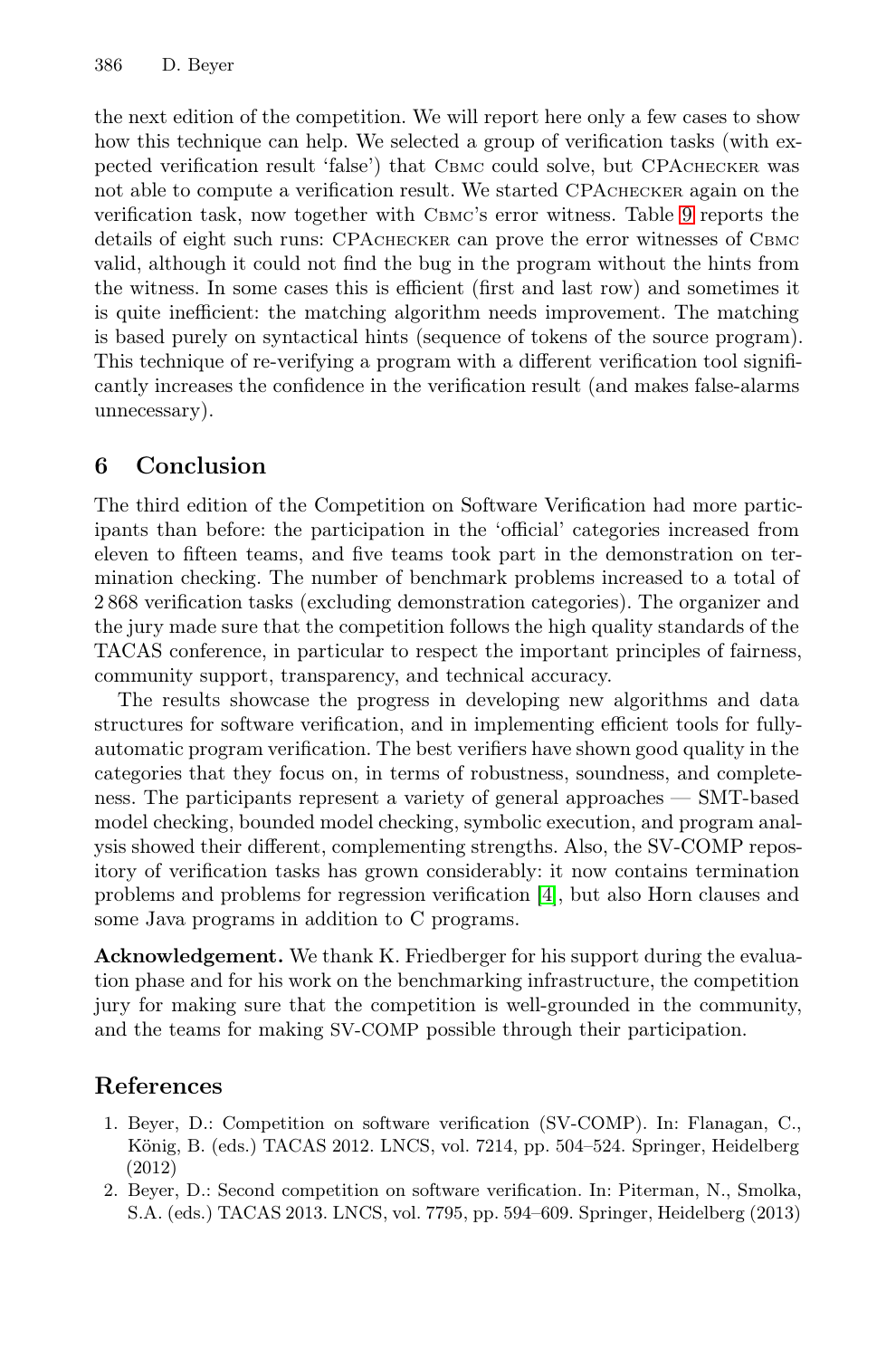the next edition of the competition. We will report here only a few cases to show how this technique can help. We selected a group of verification tasks (with expected verification result 'false') that CBMC could solve, but CPAchecker was not able to compute a verification result. We started CPAchecker again on the verification task, now together with CBMC's error witness. Table 9 reports the details of eight such runs: CPAchecker can prove the error witnesses of CBMC valid, although it could not find the bug in the program without the hints from the witness. In some cases this is efficient (first and last row) and sometimes it is quite inefficient: the matching algorithm needs improvement. The matching is based purely on syntactical hints (sequence of tokens of the source program). This technique of re-verifying a program with a different verification tool significantly increases the confidence in the verification result (and makes false-alarms unnecessary).

## 6 Conclusion

The third edition of the Competition on Software Verification had more participants than before: the participation in the 'official' categories increased from eleven to fifteen teams, and five teams took part in the demonstration on termination checking. The number of benchmark problems increased to a total of 2 868 verification tasks (excluding demonstration categories). The organizer and the jury made sure that the competition follows the high quality standards of the TACAS conference, in particular to respect the important principles of fairness, community support, transparency, and technical accuracy.

The results showcase the progress in developing new algorithms and data structures for software verification, and in implementing efficient tools for fully-automatic program verification. The best verifiers have shown good quality in the categories that they focus on, in terms of robustness, soundness, and completeness. The participants represent a variety of general approaches — SMT-based model checking, bounded model checking, symbolic execution, and program analysis showed their different, complementing strengths. Also, the SV-COMP repository of verification tasks has grown considerably: it now contains termination problems and problems for regression verification [4], but also Horn clauses and some Java programs in addition to C programs.

**Acknowledgement.** We thank K. Friedberger for his support during the evaluation phase and for his work on the benchmarking infrastructure, the competition jury for making sure that the competition is well-grounded in the community, and the teams for making SV-COMP possible through their participation.

## References

1. Beyer, D.: Competition on software verification (SV-COMP). In: Flanagan, C., König, B. (eds.) TACAS 2012. LNCS, vol. 7214, pp. 504–524. Springer, Heidelberg (2012)
2. Beyer, D.: Second competition on software verification. In: Piterman, N., Smolka, S.A. (eds.) TACAS 2013. LNCS, vol. 7795, pp. 594–609. Springer, Heidelberg (2013)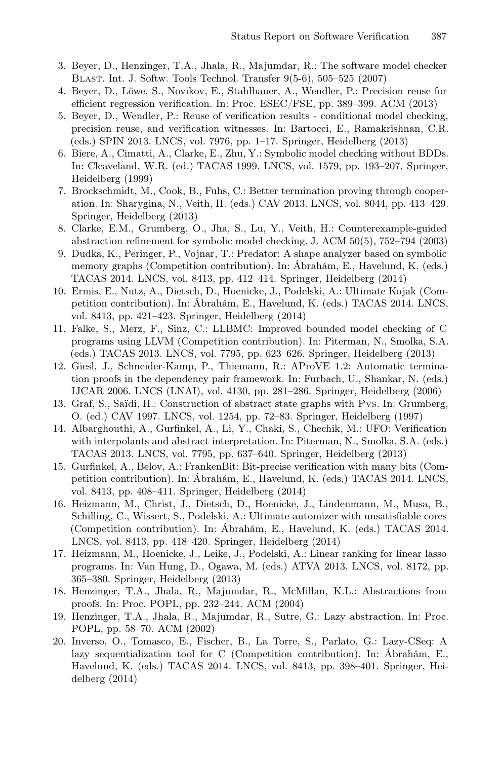3. Beyer, D., Henzinger, T.A., Jhala, R., Majumdar, R.: The software model checker Blast. Int. J. Softw. Tools Technol. Transfer 9(5-6), 505–525 (2007)
4. Beyer, D., Löwe, S., Novikov, E., Stahlbauer, A., Wendler, P.: Precision reuse for efficient regression verification. In: Proc. ESEC/FSE, pp. 389–399. ACM (2013)
5. Beyer, D., Wendler, P.: Reuse of verification results - conditional model checking, precision reuse, and verification witnesses. In: Bartocci, E., Ramakrishnan, C.R. (eds.) SPIN 2013. LNCS, vol. 7976, pp. 1–17. Springer, Heidelberg (2013)
6. Biere, A., Cimatti, A., Clarke, E., Zhu, Y.: Symbolic model checking without BDDs. In: Cleaveland, W.R. (ed.) TACAS 1999. LNCS, vol. 1579, pp. 193–207. Springer, Heidelberg (1999)
7. Brockschmidt, M., Cook, B., Fuhs, C.: Better termination proving through cooperation. In: Sharygina, N., Veith, H. (eds.) CAV 2013. LNCS, vol. 8044, pp. 413–429. Springer, Heidelberg (2013)
8. Clarke, E.M., Grumberg, O., Jha, S., Lu, Y., Veith, H.: Counterexample-guided abstraction refinement for symbolic model checking. J. ACM 50(5), 752–794 (2003)
9. Dudka, K., Peringer, P., Vojnar, T.: Predator: A shape analyzer based on symbolic memory graphs (Competition contribution). In: Ábrahám, E., Havelund, K. (eds.) TACAS 2014. LNCS, vol. 8413, pp. 412–414. Springer, Heidelberg (2014)
10. Ermis, E., Nutz, A., Dietsch, D., Hoenicke, J., Podelski, A.: Ultimate Kojak (Competition contribution). In: Ábrahám, E., Havelund, K. (eds.) TACAS 2014. LNCS, vol. 8413, pp. 421–423. Springer, Heidelberg (2014)
11. Falke, S., Merz, F., Sinz, C.: LLBMC: Improved bounded model checking of C programs using LLVM (Competition contribution). In: Piterman, N., Smolka, S.A. (eds.) TACAS 2013. LNCS, vol. 7795, pp. 623–626. Springer, Heidelberg (2013)
12. Giesl, J., Schneider-Kamp, P., Thiemann, R.: AProVE 1.2: Automatic termination proofs in the dependency pair framework. In: Furbach, U., Shankar, N. (eds.) IJCAR 2006. LNCS (LNAI), vol. 4130, pp. 281–286. Springer, Heidelberg (2006)
13. Graf, S., Saïdi, H.: Construction of abstract state graphs with Pvs. In: Grumberg, O. (ed.) CAV 1997. LNCS, vol. 1254, pp. 72–83. Springer, Heidelberg (1997)
14. Albarghouthi, A., Gurfinkel, A., Li, Y., Chaki, S., Chechik, M.: UFO: Verification with interpolants and abstract interpretation. In: Piterman, N., Smolka, S.A. (eds.) TACAS 2013. LNCS, vol. 7795, pp. 637–640. Springer, Heidelberg (2013)
15. Gurfinkel, A., Belov, A.: FrankenBit: Bit-precise verification with many bits (Competition contribution). In: Ábrahám, E., Havelund, K. (eds.) TACAS 2014. LNCS, vol. 8413, pp. 408–411. Springer, Heidelberg (2014)
16. Heizmann, M., Christ, J., Dietsch, D., Hoenicke, J., Lindenmann, M., Musa, B., Schilling, C., Wissert, S., Podelski, A.: Ultimate automizer with unsatisfiable cores (Competition contribution). In: Ábrahám, E., Havelund, K. (eds.) TACAS 2014. LNCS, vol. 8413, pp. 418–420. Springer, Heidelberg (2014)
17. Heizmann, M., Hoenicke, J., Leike, J., Podelski, A.: Linear ranking for linear lasso programs. In: Van Hung, D., Ogawa, M. (eds.) ATVA 2013. LNCS, vol. 8172, pp. 365–380. Springer, Heidelberg (2013)
18. Henzinger, T.A., Jhala, R., Majumdar, R., McMillan, K.L.: Abstractions from proofs. In: Proc. POPL, pp. 232–244. ACM (2004)
19. Henzinger, T.A., Jhala, R., Majumdar, R., Sutre, G.: Lazy abstraction. In: Proc. POPL, pp. 58–70. ACM (2002)
20. Inverso, O., Tomasco, E., Fischer, B., La Torre, S., Parlato, G.: Lazy-CSeq: A lazy sequentialization tool for C (Competition contribution). In: Ábrahám, E., Havelund, K. (eds.) TACAS 2014. LNCS, vol. 8413, pp. 398–401. Springer, Heidelberg (2014)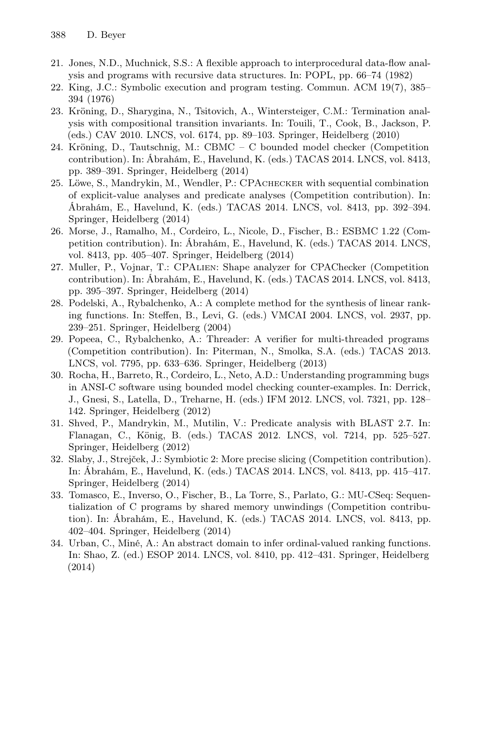21. Jones, N.D., Muchnick, S.S.: A flexible approach to interprocedural data-flow analysis and programs with recursive data structures. In: POPL, pp. 66–74 (1982)
22. King, J.C.: Symbolic execution and program testing. Commun. ACM 19(7), 385–394 (1976)
23. Kröning, D., Sharygina, N., Tsitovich, A., Wintersteiger, C.M.: Termination analysis with compositional transition invariants. In: Touili, T., Cook, B., Jackson, P. (eds.) CAV 2010. LNCS, vol. 6174, pp. 89–103. Springer, Heidelberg (2010)
24. Kröning, D., Tautschnig, M.: CBMC – C bounded model checker (Competition contribution). In: Ábrahám, E., Havelund, K. (eds.) TACAS 2014. LNCS, vol. 8413, pp. 389–391. Springer, Heidelberg (2014)
25. Löwe, S., Mandrykin, M., Wendler, P.: CPAchecker with sequential combination of explicit-value analyses and predicate analyses (Competition contribution). In: Ábrahám, E., Havelund, K. (eds.) TACAS 2014. LNCS, vol. 8413, pp. 392–394. Springer, Heidelberg (2014)
26. Morse, J., Ramalho, M., Cordeiro, L., Nicole, D., Fischer, B.: ESBMC 1.22 (Competition contribution). In: Ábrahám, E., Havelund, K. (eds.) TACAS 2014. LNCS, vol. 8413, pp. 405–407. Springer, Heidelberg (2014)
27. Muller, P., Vojnar, T.: CPAlien: Shape analyzer for CPAChecker (Competition contribution). In: Ábrahám, E., Havelund, K. (eds.) TACAS 2014. LNCS, vol. 8413, pp. 395–397. Springer, Heidelberg (2014)
28. Podelski, A., Rybalchenko, A.: A complete method for the synthesis of linear ranking functions. In: Steffen, B., Levi, G. (eds.) VMCAI 2004. LNCS, vol. 2937, pp. 239–251. Springer, Heidelberg (2004)
29. Popeea, C., Rybalchenko, A.: Threader: A verifier for multi-threaded programs (Competition contribution). In: Piterman, N., Smolka, S.A. (eds.) TACAS 2013. LNCS, vol. 7795, pp. 633–636. Springer, Heidelberg (2013)
30. Rocha, H., Barreto, R., Cordeiro, L., Neto, A.D.: Understanding programming bugs in ANSI-C software using bounded model checking counter-examples. In: Derrick, J., Gnesi, S., Latella, D., Treharne, H. (eds.) IFM 2012. LNCS, vol. 7321, pp. 128–142. Springer, Heidelberg (2012)
31. Shved, P., Mandrykin, M., Mutilin, V.: Predicate analysis with BLAST 2.7. In: Flanagan, C., König, B. (eds.) TACAS 2012. LNCS, vol. 7214, pp. 525–527. Springer, Heidelberg (2012)
32. Slaby, J., Strejček, J.: Symbiotic 2: More precise slicing (Competition contribution). In: Ábrahám, E., Havelund, K. (eds.) TACAS 2014. LNCS, vol. 8413, pp. 415–417. Springer, Heidelberg (2014)
33. Tomasco, E., Inverso, O., Fischer, B., La Torre, S., Parlato, G.: MU-CSeq: Sequentialization of C programs by shared memory unwindings (Competition contribution). In: Ábrahám, E., Havelund, K. (eds.) TACAS 2014. LNCS, vol. 8413, pp. 402–404. Springer, Heidelberg (2014)
34. Urban, C., Miné, A.: An abstract domain to infer ordinal-valued ranking functions. In: Shao, Z. (ed.) ESOP 2014. LNCS, vol. 8410, pp. 412–431. Springer, Heidelberg (2014)